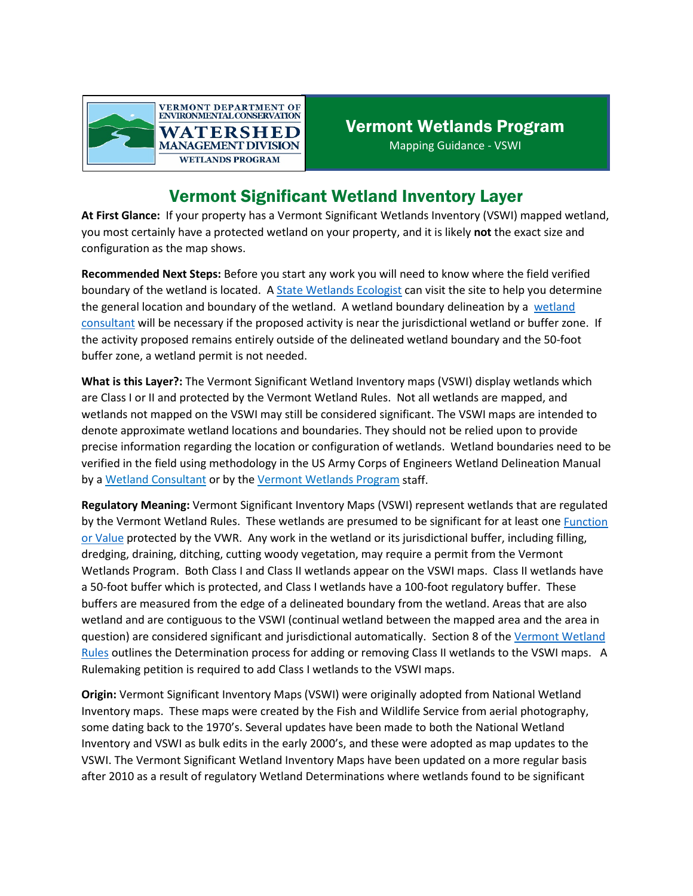VERMONT DEPARTMENT OF ENVIRONMENTAL CONSERVATION
WATERSHED MANAGEMENT DIVISION
WETLANDS PROGRAM

**Vermont Wetlands Program**
Mapping Guidance - VSWI

# Vermont Significant Wetland Inventory Layer

**At First Glance:** If your property has a Vermont Significant Wetlands Inventory (VSWI) mapped wetland, you most certainly have a protected wetland on your property, and it is likely **not** the exact size and configuration as the map shows.

**Recommended Next Steps:** Before you start any work you will need to know where the field verified boundary of the wetland is located. A State Wetlands Ecologist can visit the site to help you determine the general location and boundary of the wetland. A wetland boundary delineation by a wetland consultant will be necessary if the proposed activity is near the jurisdictional wetland or buffer zone. If the activity proposed remains entirely outside of the delineated wetland boundary and the 50-foot buffer zone, a wetland permit is not needed.

**What is this Layer?:** The Vermont Significant Wetland Inventory maps (VSWI) display wetlands which are Class I or II and protected by the Vermont Wetland Rules. Not all wetlands are mapped, and wetlands not mapped on the VSWI may still be considered significant. The VSWI maps are intended to denote approximate wetland locations and boundaries. They should not be relied upon to provide precise information regarding the location or configuration of wetlands. Wetland boundaries need to be verified in the field using methodology in the US Army Corps of Engineers Wetland Delineation Manual by a Wetland Consultant or by the Vermont Wetlands Program staff.

**Regulatory Meaning:** Vermont Significant Inventory Maps (VSWI) represent wetlands that are regulated by the Vermont Wetland Rules. These wetlands are presumed to be significant for at least one Function or Value protected by the VWR. Any work in the wetland or its jurisdictional buffer, including filling, dredging, draining, ditching, cutting woody vegetation, may require a permit from the Vermont Wetlands Program. Both Class I and Class II wetlands appear on the VSWI maps. Class II wetlands have a 50-foot buffer which is protected, and Class I wetlands have a 100-foot regulatory buffer. These buffers are measured from the edge of a delineated boundary from the wetland. Areas that are also wetland and are contiguous to the VSWI (continual wetland between the mapped area and the area in question) are considered significant and jurisdictional automatically. Section 8 of the Vermont Wetland Rules outlines the Determination process for adding or removing Class II wetlands to the VSWI maps. A Rulemaking petition is required to add Class I wetlands to the VSWI maps.

**Origin:** Vermont Significant Inventory Maps (VSWI) were originally adopted from National Wetland Inventory maps. These maps were created by the Fish and Wildlife Service from aerial photography, some dating back to the 1970's. Several updates have been made to both the National Wetland Inventory and VSWI as bulk edits in the early 2000's, and these were adopted as map updates to the VSWI. The Vermont Significant Wetland Inventory Maps have been updated on a more regular basis after 2010 as a result of regulatory Wetland Determinations where wetlands found to be significant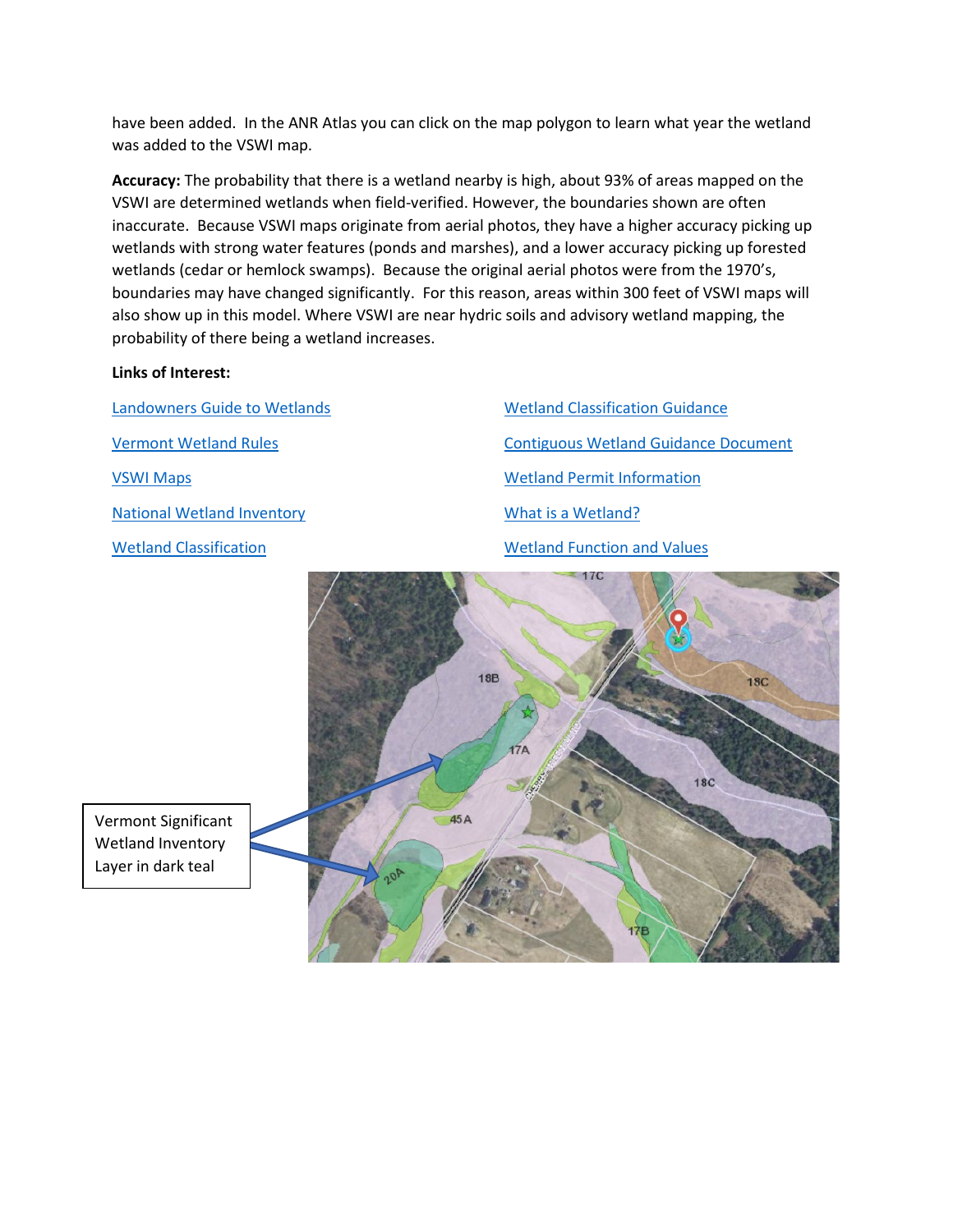have been added. In the ANR Atlas you can click on the map polygon to learn what year the wetland was added to the VSWI map.

**Accuracy:** The probability that there is a wetland nearby is high, about 93% of areas mapped on the VSWI are determined wetlands when field-verified. However, the boundaries shown are often inaccurate. Because VSWI maps originate from aerial photos, they have a higher accuracy picking up wetlands with strong water features (ponds and marshes), and a lower accuracy picking up forested wetlands (cedar or hemlock swamps). Because the original aerial photos were from the 1970's, boundaries may have changed significantly. For this reason, areas within 300 feet of VSWI maps will also show up in this model. Where VSWI are near hydric soils and advisory wetland mapping, the probability of there being a wetland increases.

**Links of Interest:**

- Landowners Guide to Wetlands
- Vermont Wetland Rules
- VSWI Maps
- National Wetland Inventory
- Wetland Classification
- Wetland Classification Guidance
- Contiguous Wetland Guidance Document
- Wetland Permit Information
- What is a Wetland?
- Wetland Function and Values

Vermont Significant Wetland Inventory Layer in dark teal